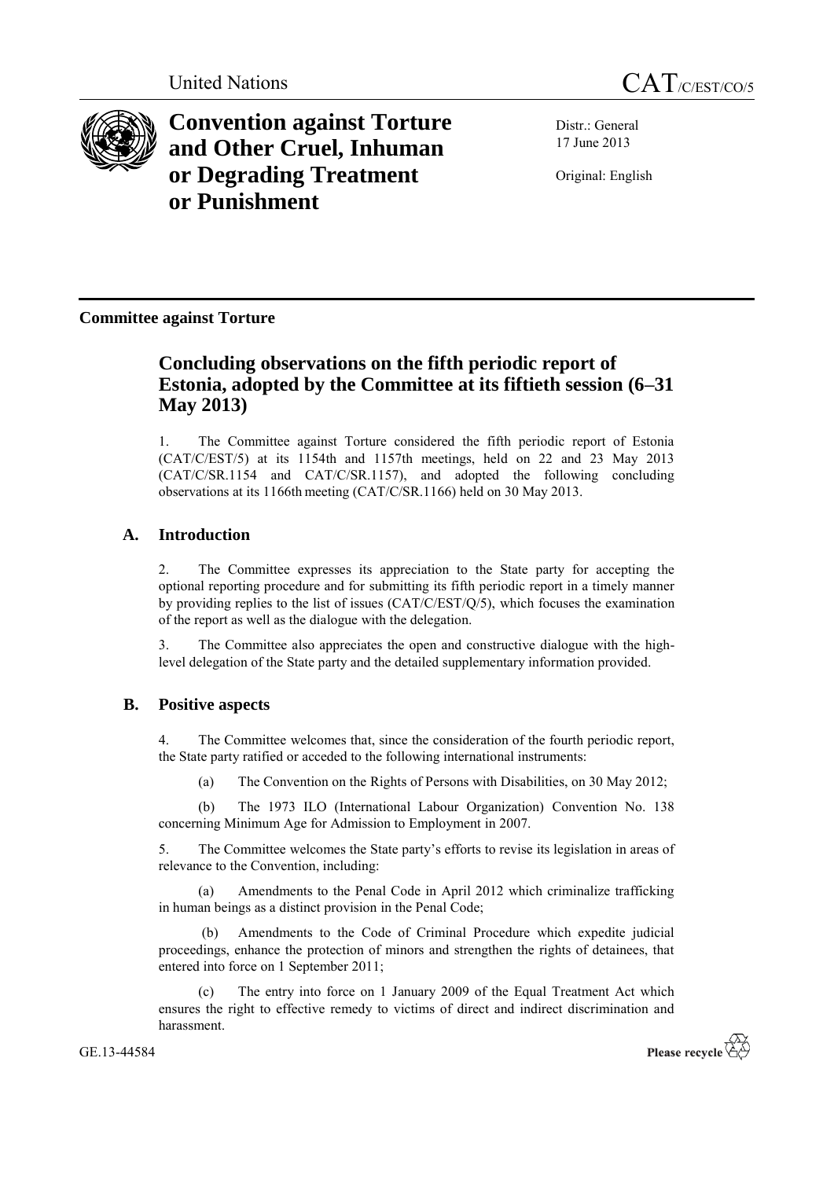United Nations

# CAT/C/EST/CO/5

**Convention against Torture and Other Cruel, Inhuman or Degrading Treatment or Punishment**

Distr.: General
17 June 2013

Original: English

**Committee against Torture**

## Concluding observations on the fifth periodic report of Estonia, adopted by the Committee at its fiftieth session (6–31 May 2013)

1. The Committee against Torture considered the fifth periodic report of Estonia (CAT/C/EST/5) at its 1154th and 1157th meetings, held on 22 and 23 May 2013 (CAT/C/SR.1154 and CAT/C/SR.1157), and adopted the following concluding observations at its 1166th meeting (CAT/C/SR.1166) held on 30 May 2013.

### A. Introduction

2. The Committee expresses its appreciation to the State party for accepting the optional reporting procedure and for submitting its fifth periodic report in a timely manner by providing replies to the list of issues (CAT/C/EST/Q/5), which focuses the examination of the report as well as the dialogue with the delegation.

3. The Committee also appreciates the open and constructive dialogue with the high-level delegation of the State party and the detailed supplementary information provided.

### B. Positive aspects

4. The Committee welcomes that, since the consideration of the fourth periodic report, the State party ratified or acceded to the following international instruments:

(a) The Convention on the Rights of Persons with Disabilities, on 30 May 2012;

(b) The 1973 ILO (International Labour Organization) Convention No. 138 concerning Minimum Age for Admission to Employment in 2007.

5. The Committee welcomes the State party's efforts to revise its legislation in areas of relevance to the Convention, including:

(a) Amendments to the Penal Code in April 2012 which criminalize trafficking in human beings as a distinct provision in the Penal Code;

(b) Amendments to the Code of Criminal Procedure which expedite judicial proceedings, enhance the protection of minors and strengthen the rights of detainees, that entered into force on 1 September 2011;

(c) The entry into force on 1 January 2009 of the Equal Treatment Act which ensures the right to effective remedy to victims of direct and indirect discrimination and harassment.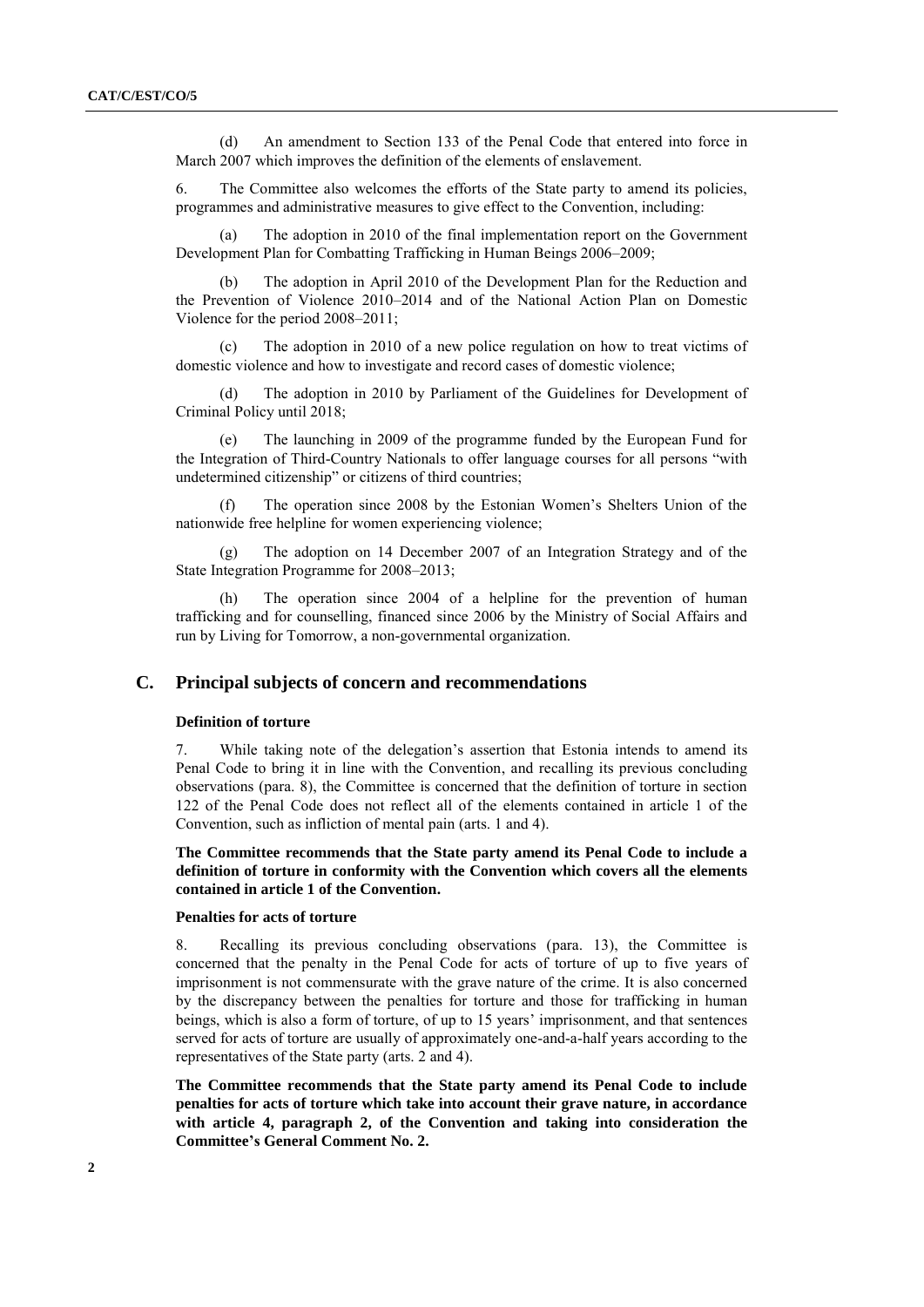(d) An amendment to Section 133 of the Penal Code that entered into force in March 2007 which improves the definition of the elements of enslavement.

6. The Committee also welcomes the efforts of the State party to amend its policies, programmes and administrative measures to give effect to the Convention, including:

(a) The adoption in 2010 of the final implementation report on the Government Development Plan for Combatting Trafficking in Human Beings 2006–2009;

(b) The adoption in April 2010 of the Development Plan for the Reduction and the Prevention of Violence 2010–2014 and of the National Action Plan on Domestic Violence for the period 2008–2011;

(c) The adoption in 2010 of a new police regulation on how to treat victims of domestic violence and how to investigate and record cases of domestic violence;

(d) The adoption in 2010 by Parliament of the Guidelines for Development of Criminal Policy until 2018;

(e) The launching in 2009 of the programme funded by the European Fund for the Integration of Third-Country Nationals to offer language courses for all persons "with undetermined citizenship" or citizens of third countries;

(f) The operation since 2008 by the Estonian Women's Shelters Union of the nationwide free helpline for women experiencing violence;

(g) The adoption on 14 December 2007 of an Integration Strategy and of the State Integration Programme for 2008–2013;

(h) The operation since 2004 of a helpline for the prevention of human trafficking and for counselling, financed since 2006 by the Ministry of Social Affairs and run by Living for Tomorrow, a non-governmental organization.

## C. Principal subjects of concern and recommendations

### Definition of torture

7. While taking note of the delegation's assertion that Estonia intends to amend its Penal Code to bring it in line with the Convention, and recalling its previous concluding observations (para. 8), the Committee is concerned that the definition of torture in section 122 of the Penal Code does not reflect all of the elements contained in article 1 of the Convention, such as infliction of mental pain (arts. 1 and 4).

**The Committee recommends that the State party amend its Penal Code to include a definition of torture in conformity with the Convention which covers all the elements contained in article 1 of the Convention.**

### Penalties for acts of torture

8. Recalling its previous concluding observations (para. 13), the Committee is concerned that the penalty in the Penal Code for acts of torture of up to five years of imprisonment is not commensurate with the grave nature of the crime. It is also concerned by the discrepancy between the penalties for torture and those for trafficking in human beings, which is also a form of torture, of up to 15 years' imprisonment, and that sentences served for acts of torture are usually of approximately one-and-a-half years according to the representatives of the State party (arts. 2 and 4).

**The Committee recommends that the State party amend its Penal Code to include penalties for acts of torture which take into account their grave nature, in accordance with article 4, paragraph 2, of the Convention and taking into consideration the Committee's General Comment No. 2.**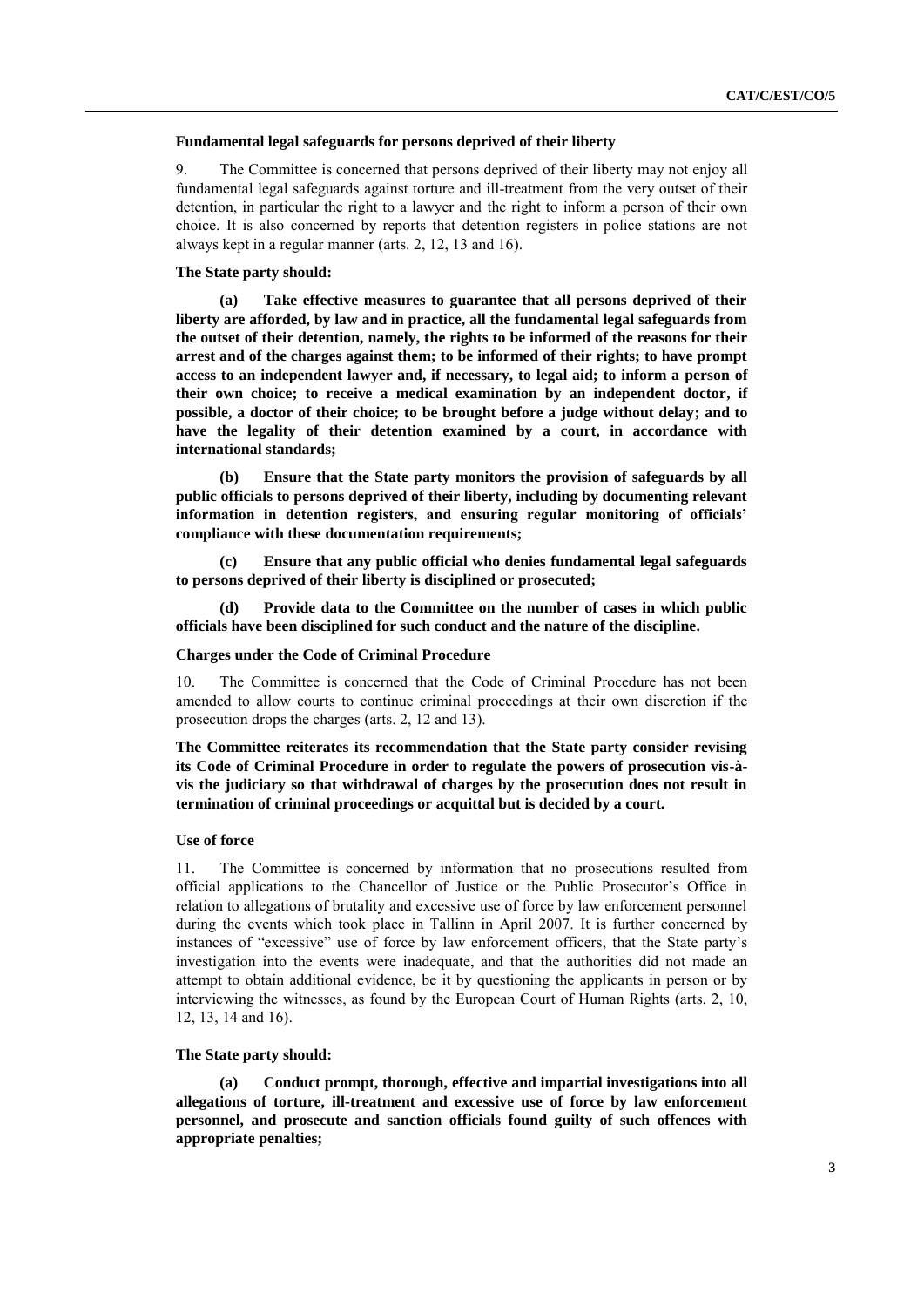### Fundamental legal safeguards for persons deprived of their liberty

9. The Committee is concerned that persons deprived of their liberty may not enjoy all fundamental legal safeguards against torture and ill-treatment from the very outset of their detention, in particular the right to a lawyer and the right to inform a person of their own choice. It is also concerned by reports that detention registers in police stations are not always kept in a regular manner (arts. 2, 12, 13 and 16).

**The State party should:**

**(a) Take effective measures to guarantee that all persons deprived of their liberty are afforded, by law and in practice, all the fundamental legal safeguards from the outset of their detention, namely, the rights to be informed of the reasons for their arrest and of the charges against them; to be informed of their rights; to have prompt access to an independent lawyer and, if necessary, to legal aid; to inform a person of their own choice; to receive a medical examination by an independent doctor, if possible, a doctor of their choice; to be brought before a judge without delay; and to have the legality of their detention examined by a court, in accordance with international standards;**

**(b) Ensure that the State party monitors the provision of safeguards by all public officials to persons deprived of their liberty, including by documenting relevant information in detention registers, and ensuring regular monitoring of officials' compliance with these documentation requirements;**

**(c) Ensure that any public official who denies fundamental legal safeguards to persons deprived of their liberty is disciplined or prosecuted;**

**(d) Provide data to the Committee on the number of cases in which public officials have been disciplined for such conduct and the nature of the discipline.**

### Charges under the Code of Criminal Procedure

10. The Committee is concerned that the Code of Criminal Procedure has not been amended to allow courts to continue criminal proceedings at their own discretion if the prosecution drops the charges (arts. 2, 12 and 13).

**The Committee reiterates its recommendation that the State party consider revising its Code of Criminal Procedure in order to regulate the powers of prosecution vis-à-vis the judiciary so that withdrawal of charges by the prosecution does not result in termination of criminal proceedings or acquittal but is decided by a court.**

### Use of force

11. The Committee is concerned by information that no prosecutions resulted from official applications to the Chancellor of Justice or the Public Prosecutor's Office in relation to allegations of brutality and excessive use of force by law enforcement personnel during the events which took place in Tallinn in April 2007. It is further concerned by instances of "excessive" use of force by law enforcement officers, that the State party's investigation into the events were inadequate, and that the authorities did not made an attempt to obtain additional evidence, be it by questioning the applicants in person or by interviewing the witnesses, as found by the European Court of Human Rights (arts. 2, 10, 12, 13, 14 and 16).

**The State party should:**

**(a) Conduct prompt, thorough, effective and impartial investigations into all allegations of torture, ill-treatment and excessive use of force by law enforcement personnel, and prosecute and sanction officials found guilty of such offences with appropriate penalties;**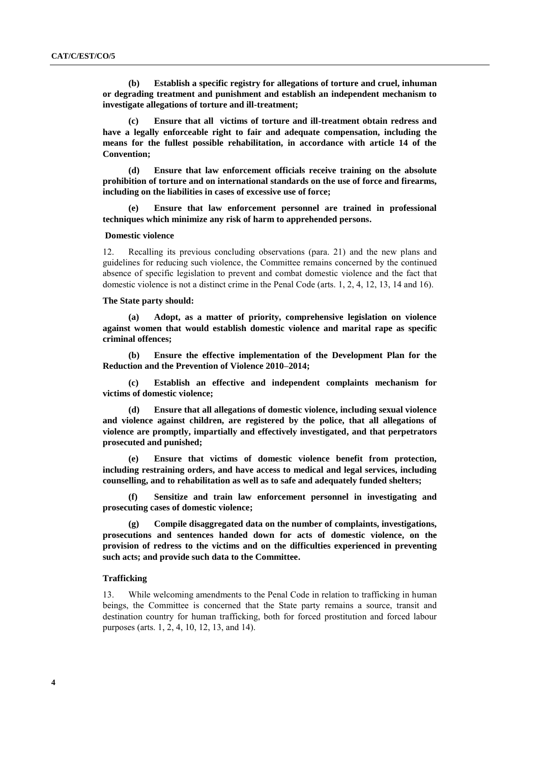**(b) Establish a specific registry for allegations of torture and cruel, inhuman or degrading treatment and punishment and establish an independent mechanism to investigate allegations of torture and ill-treatment;**

**(c) Ensure that all victims of torture and ill-treatment obtain redress and have a legally enforceable right to fair and adequate compensation, including the means for the fullest possible rehabilitation, in accordance with article 14 of the Convention;**

**(d) Ensure that law enforcement officials receive training on the absolute prohibition of torture and on international standards on the use of force and firearms, including on the liabilities in cases of excessive use of force;**

**(e) Ensure that law enforcement personnel are trained in professional techniques which minimize any risk of harm to apprehended persons.**

### Domestic violence

12. Recalling its previous concluding observations (para. 21) and the new plans and guidelines for reducing such violence, the Committee remains concerned by the continued absence of specific legislation to prevent and combat domestic violence and the fact that domestic violence is not a distinct crime in the Penal Code (arts. 1, 2, 4, 12, 13, 14 and 16).

**The State party should:**

**(a) Adopt, as a matter of priority, comprehensive legislation on violence against women that would establish domestic violence and marital rape as specific criminal offences;**

**(b) Ensure the effective implementation of the Development Plan for the Reduction and the Prevention of Violence 2010–2014;**

**(c) Establish an effective and independent complaints mechanism for victims of domestic violence;**

**(d) Ensure that all allegations of domestic violence, including sexual violence and violence against children, are registered by the police, that all allegations of violence are promptly, impartially and effectively investigated, and that perpetrators prosecuted and punished;**

**(e) Ensure that victims of domestic violence benefit from protection, including restraining orders, and have access to medical and legal services, including counselling, and to rehabilitation as well as to safe and adequately funded shelters;**

**(f) Sensitize and train law enforcement personnel in investigating and prosecuting cases of domestic violence;**

**(g) Compile disaggregated data on the number of complaints, investigations, prosecutions and sentences handed down for acts of domestic violence, on the provision of redress to the victims and on the difficulties experienced in preventing such acts; and provide such data to the Committee.**

### Trafficking

13. While welcoming amendments to the Penal Code in relation to trafficking in human beings, the Committee is concerned that the State party remains a source, transit and destination country for human trafficking, both for forced prostitution and forced labour purposes (arts. 1, 2, 4, 10, 12, 13, and 14).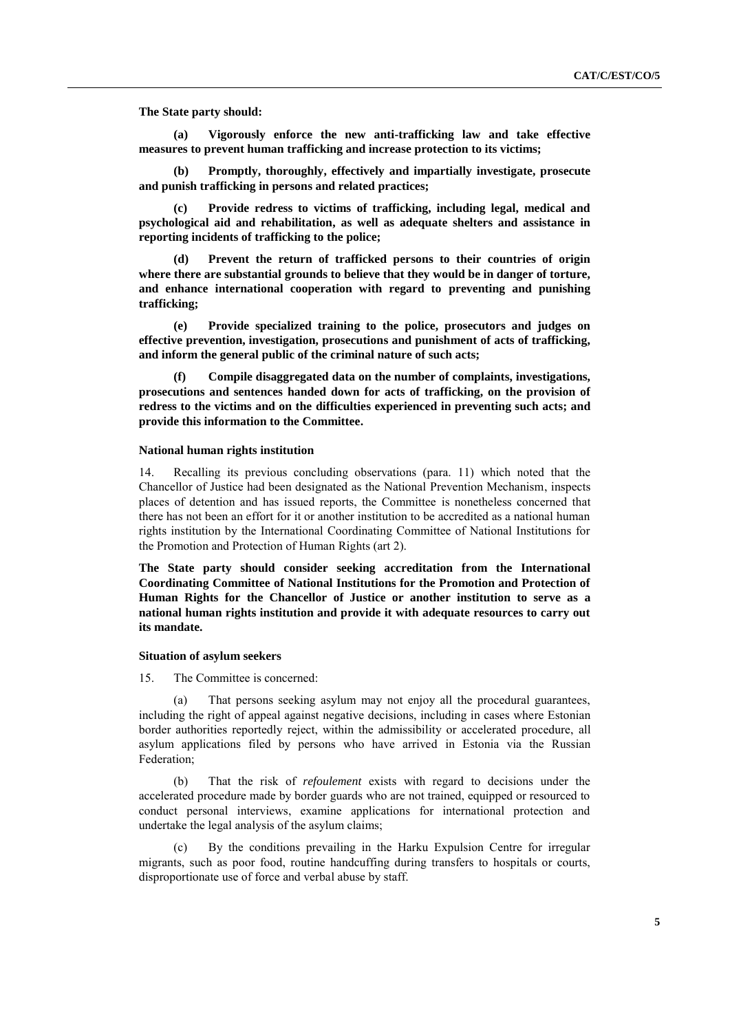**The State party should:**

**(a) Vigorously enforce the new anti-trafficking law and take effective measures to prevent human trafficking and increase protection to its victims;**

**(b) Promptly, thoroughly, effectively and impartially investigate, prosecute and punish trafficking in persons and related practices;**

**(c) Provide redress to victims of trafficking, including legal, medical and psychological aid and rehabilitation, as well as adequate shelters and assistance in reporting incidents of trafficking to the police;**

**(d) Prevent the return of trafficked persons to their countries of origin where there are substantial grounds to believe that they would be in danger of torture, and enhance international cooperation with regard to preventing and punishing trafficking;**

**(e) Provide specialized training to the police, prosecutors and judges on effective prevention, investigation, prosecutions and punishment of acts of trafficking, and inform the general public of the criminal nature of such acts;**

**(f) Compile disaggregated data on the number of complaints, investigations, prosecutions and sentences handed down for acts of trafficking, on the provision of redress to the victims and on the difficulties experienced in preventing such acts; and provide this information to the Committee.**

### National human rights institution

14. Recalling its previous concluding observations (para. 11) which noted that the Chancellor of Justice had been designated as the National Prevention Mechanism, inspects places of detention and has issued reports, the Committee is nonetheless concerned that there has not been an effort for it or another institution to be accredited as a national human rights institution by the International Coordinating Committee of National Institutions for the Promotion and Protection of Human Rights (art 2).

**The State party should consider seeking accreditation from the International Coordinating Committee of National Institutions for the Promotion and Protection of Human Rights for the Chancellor of Justice or another institution to serve as a national human rights institution and provide it with adequate resources to carry out its mandate.**

### Situation of asylum seekers

15. The Committee is concerned:

(a) That persons seeking asylum may not enjoy all the procedural guarantees, including the right of appeal against negative decisions, including in cases where Estonian border authorities reportedly reject, within the admissibility or accelerated procedure, all asylum applications filed by persons who have arrived in Estonia via the Russian Federation;

(b) That the risk of *refoulement* exists with regard to decisions under the accelerated procedure made by border guards who are not trained, equipped or resourced to conduct personal interviews, examine applications for international protection and undertake the legal analysis of the asylum claims;

(c) By the conditions prevailing in the Harku Expulsion Centre for irregular migrants, such as poor food, routine handcuffing during transfers to hospitals or courts, disproportionate use of force and verbal abuse by staff.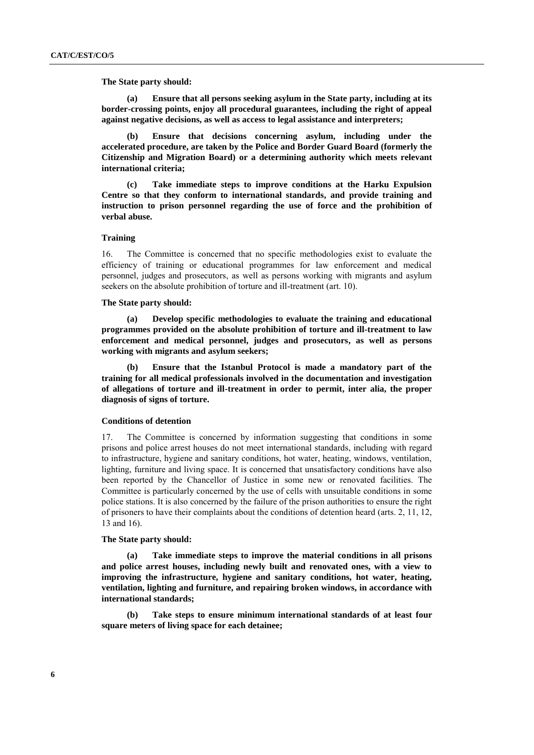**The State party should:**

**(a) Ensure that all persons seeking asylum in the State party, including at its border-crossing points, enjoy all procedural guarantees, including the right of appeal against negative decisions, as well as access to legal assistance and interpreters;**

**(b) Ensure that decisions concerning asylum, including under the accelerated procedure, are taken by the Police and Border Guard Board (formerly the Citizenship and Migration Board) or a determining authority which meets relevant international criteria;**

**(c) Take immediate steps to improve conditions at the Harku Expulsion Centre so that they conform to international standards, and provide training and instruction to prison personnel regarding the use of force and the prohibition of verbal abuse.**

### Training

16. The Committee is concerned that no specific methodologies exist to evaluate the efficiency of training or educational programmes for law enforcement and medical personnel, judges and prosecutors, as well as persons working with migrants and asylum seekers on the absolute prohibition of torture and ill-treatment (art. 10).

**The State party should:**

**(a) Develop specific methodologies to evaluate the training and educational programmes provided on the absolute prohibition of torture and ill-treatment to law enforcement and medical personnel, judges and prosecutors, as well as persons working with migrants and asylum seekers;**

**(b) Ensure that the Istanbul Protocol is made a mandatory part of the training for all medical professionals involved in the documentation and investigation of allegations of torture and ill-treatment in order to permit, inter alia, the proper diagnosis of signs of torture.**

### Conditions of detention

17. The Committee is concerned by information suggesting that conditions in some prisons and police arrest houses do not meet international standards, including with regard to infrastructure, hygiene and sanitary conditions, hot water, heating, windows, ventilation, lighting, furniture and living space. It is concerned that unsatisfactory conditions have also been reported by the Chancellor of Justice in some new or renovated facilities. The Committee is particularly concerned by the use of cells with unsuitable conditions in some police stations. It is also concerned by the failure of the prison authorities to ensure the right of prisoners to have their complaints about the conditions of detention heard (arts. 2, 11, 12, 13 and 16).

**The State party should:**

**(a) Take immediate steps to improve the material conditions in all prisons and police arrest houses, including newly built and renovated ones, with a view to improving the infrastructure, hygiene and sanitary conditions, hot water, heating, ventilation, lighting and furniture, and repairing broken windows, in accordance with international standards;**

**(b) Take steps to ensure minimum international standards of at least four square meters of living space for each detainee;**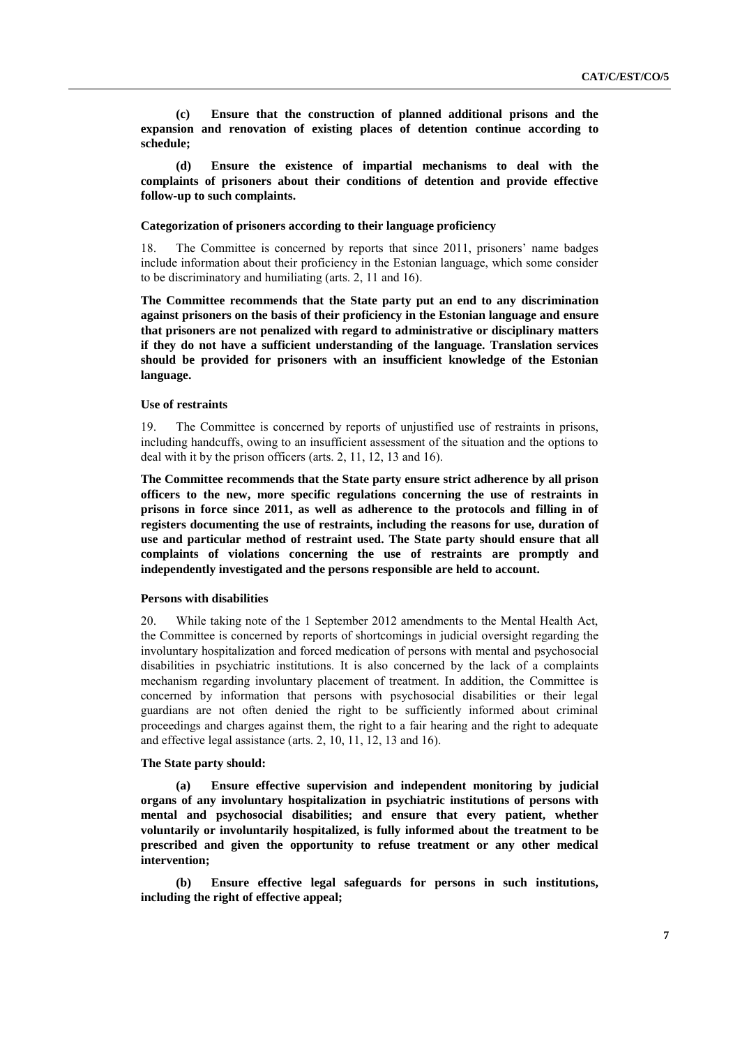**(c) Ensure that the construction of planned additional prisons and the expansion and renovation of existing places of detention continue according to schedule;**

**(d) Ensure the existence of impartial mechanisms to deal with the complaints of prisoners about their conditions of detention and provide effective follow-up to such complaints.**

### Categorization of prisoners according to their language proficiency

18. The Committee is concerned by reports that since 2011, prisoners' name badges include information about their proficiency in the Estonian language, which some consider to be discriminatory and humiliating (arts. 2, 11 and 16).

**The Committee recommends that the State party put an end to any discrimination against prisoners on the basis of their proficiency in the Estonian language and ensure that prisoners are not penalized with regard to administrative or disciplinary matters if they do not have a sufficient understanding of the language. Translation services should be provided for prisoners with an insufficient knowledge of the Estonian language.**

### Use of restraints

19. The Committee is concerned by reports of unjustified use of restraints in prisons, including handcuffs, owing to an insufficient assessment of the situation and the options to deal with it by the prison officers (arts. 2, 11, 12, 13 and 16).

**The Committee recommends that the State party ensure strict adherence by all prison officers to the new, more specific regulations concerning the use of restraints in prisons in force since 2011, as well as adherence to the protocols and filling in of registers documenting the use of restraints, including the reasons for use, duration of use and particular method of restraint used. The State party should ensure that all complaints of violations concerning the use of restraints are promptly and independently investigated and the persons responsible are held to account.**

### Persons with disabilities

20. While taking note of the 1 September 2012 amendments to the Mental Health Act, the Committee is concerned by reports of shortcomings in judicial oversight regarding the involuntary hospitalization and forced medication of persons with mental and psychosocial disabilities in psychiatric institutions. It is also concerned by the lack of a complaints mechanism regarding involuntary placement of treatment. In addition, the Committee is concerned by information that persons with psychosocial disabilities or their legal guardians are not often denied the right to be sufficiently informed about criminal proceedings and charges against them, the right to a fair hearing and the right to adequate and effective legal assistance (arts. 2, 10, 11, 12, 13 and 16).

**The State party should:**

**(a) Ensure effective supervision and independent monitoring by judicial organs of any involuntary hospitalization in psychiatric institutions of persons with mental and psychosocial disabilities; and ensure that every patient, whether voluntarily or involuntarily hospitalized, is fully informed about the treatment to be prescribed and given the opportunity to refuse treatment or any other medical intervention;**

**(b) Ensure effective legal safeguards for persons in such institutions, including the right of effective appeal;**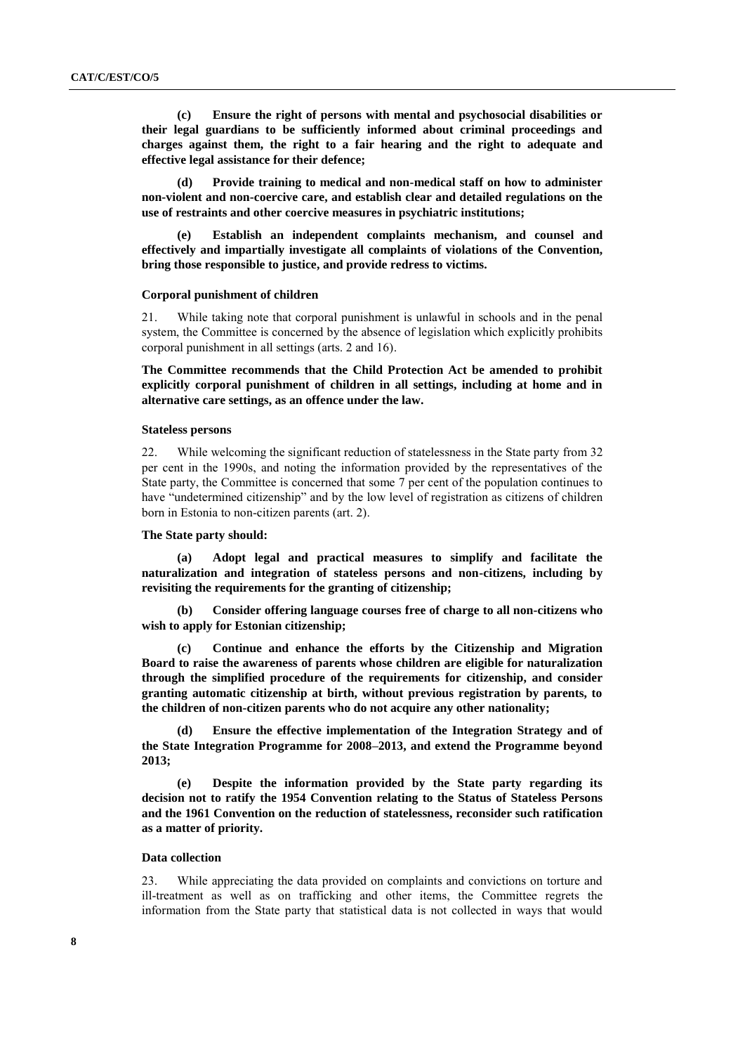**(c) Ensure the right of persons with mental and psychosocial disabilities or their legal guardians to be sufficiently informed about criminal proceedings and charges against them, the right to a fair hearing and the right to adequate and effective legal assistance for their defence;**

**(d) Provide training to medical and non-medical staff on how to administer non-violent and non-coercive care, and establish clear and detailed regulations on the use of restraints and other coercive measures in psychiatric institutions;**

**(e) Establish an independent complaints mechanism, and counsel and effectively and impartially investigate all complaints of violations of the Convention, bring those responsible to justice, and provide redress to victims.**

#### Corporal punishment of children

21. While taking note that corporal punishment is unlawful in schools and in the penal system, the Committee is concerned by the absence of legislation which explicitly prohibits corporal punishment in all settings (arts. 2 and 16).

**The Committee recommends that the Child Protection Act be amended to prohibit explicitly corporal punishment of children in all settings, including at home and in alternative care settings, as an offence under the law.**

#### Stateless persons

22. While welcoming the significant reduction of statelessness in the State party from 32 per cent in the 1990s, and noting the information provided by the representatives of the State party, the Committee is concerned that some 7 per cent of the population continues to have "undetermined citizenship" and by the low level of registration as citizens of children born in Estonia to non-citizen parents (art. 2).

**The State party should:**

**(a) Adopt legal and practical measures to simplify and facilitate the naturalization and integration of stateless persons and non-citizens, including by revisiting the requirements for the granting of citizenship;**

**(b) Consider offering language courses free of charge to all non-citizens who wish to apply for Estonian citizenship;**

**(c) Continue and enhance the efforts by the Citizenship and Migration Board to raise the awareness of parents whose children are eligible for naturalization through the simplified procedure of the requirements for citizenship, and consider granting automatic citizenship at birth, without previous registration by parents, to the children of non-citizen parents who do not acquire any other nationality;**

**(d) Ensure the effective implementation of the Integration Strategy and of the State Integration Programme for 2008–2013, and extend the Programme beyond 2013;**

**(e) Despite the information provided by the State party regarding its decision not to ratify the 1954 Convention relating to the Status of Stateless Persons and the 1961 Convention on the reduction of statelessness, reconsider such ratification as a matter of priority.**

#### Data collection

23. While appreciating the data provided on complaints and convictions on torture and ill-treatment as well as on trafficking and other items, the Committee regrets the information from the State party that statistical data is not collected in ways that would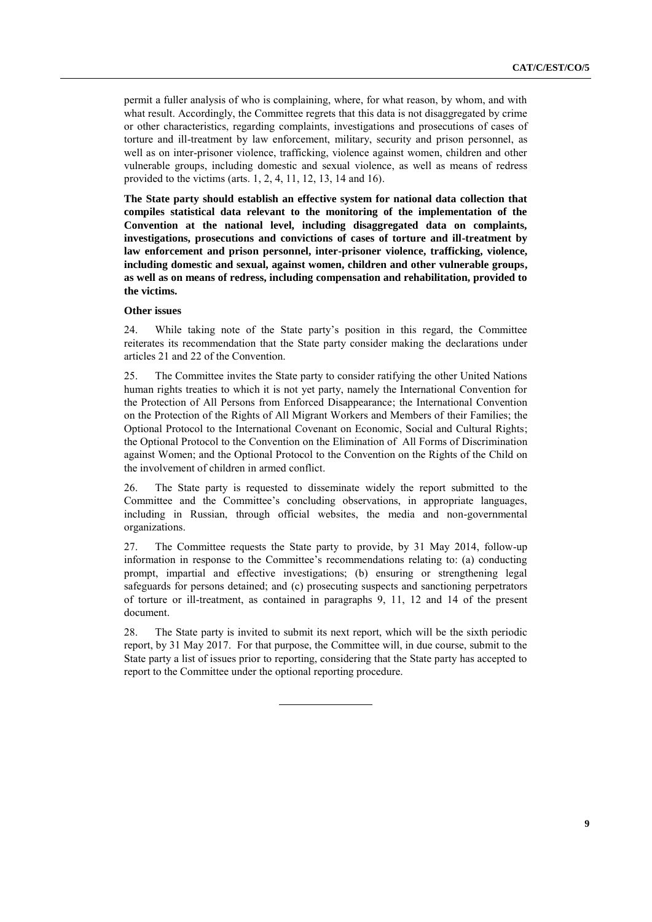permit a fuller analysis of who is complaining, where, for what reason, by whom, and with what result. Accordingly, the Committee regrets that this data is not disaggregated by crime or other characteristics, regarding complaints, investigations and prosecutions of cases of torture and ill-treatment by law enforcement, military, security and prison personnel, as well as on inter-prisoner violence, trafficking, violence against women, children and other vulnerable groups, including domestic and sexual violence, as well as means of redress provided to the victims (arts. 1, 2, 4, 11, 12, 13, 14 and 16).

**The State party should establish an effective system for national data collection that compiles statistical data relevant to the monitoring of the implementation of the Convention at the national level, including disaggregated data on complaints, investigations, prosecutions and convictions of cases of torture and ill-treatment by law enforcement and prison personnel, inter-prisoner violence, trafficking, violence, including domestic and sexual, against women, children and other vulnerable groups, as well as on means of redress, including compensation and rehabilitation, provided to the victims.**

**Other issues**

24. While taking note of the State party's position in this regard, the Committee reiterates its recommendation that the State party consider making the declarations under articles 21 and 22 of the Convention.

25. The Committee invites the State party to consider ratifying the other United Nations human rights treaties to which it is not yet party, namely the International Convention for the Protection of All Persons from Enforced Disappearance; the International Convention on the Protection of the Rights of All Migrant Workers and Members of their Families; the Optional Protocol to the International Covenant on Economic, Social and Cultural Rights; the Optional Protocol to the Convention on the Elimination of All Forms of Discrimination against Women; and the Optional Protocol to the Convention on the Rights of the Child on the involvement of children in armed conflict.

26. The State party is requested to disseminate widely the report submitted to the Committee and the Committee's concluding observations, in appropriate languages, including in Russian, through official websites, the media and non-governmental organizations.

27. The Committee requests the State party to provide, by 31 May 2014, follow-up information in response to the Committee's recommendations relating to: (a) conducting prompt, impartial and effective investigations; (b) ensuring or strengthening legal safeguards for persons detained; and (c) prosecuting suspects and sanctioning perpetrators of torture or ill-treatment, as contained in paragraphs 9, 11, 12 and 14 of the present document.

28. The State party is invited to submit its next report, which will be the sixth periodic report, by 31 May 2017. For that purpose, the Committee will, in due course, submit to the State party a list of issues prior to reporting, considering that the State party has accepted to report to the Committee under the optional reporting procedure.